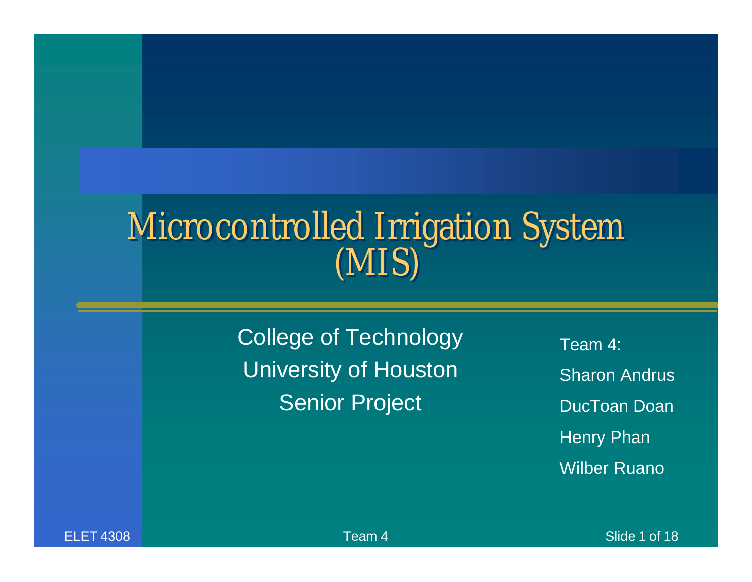# Microcontrolled Irrigation System (MIS)

College of Technology
University of Houston
Senior Project

Team 4:
Sharon Andrus
DucToan Doan
Henry Phan
Wilber Ruano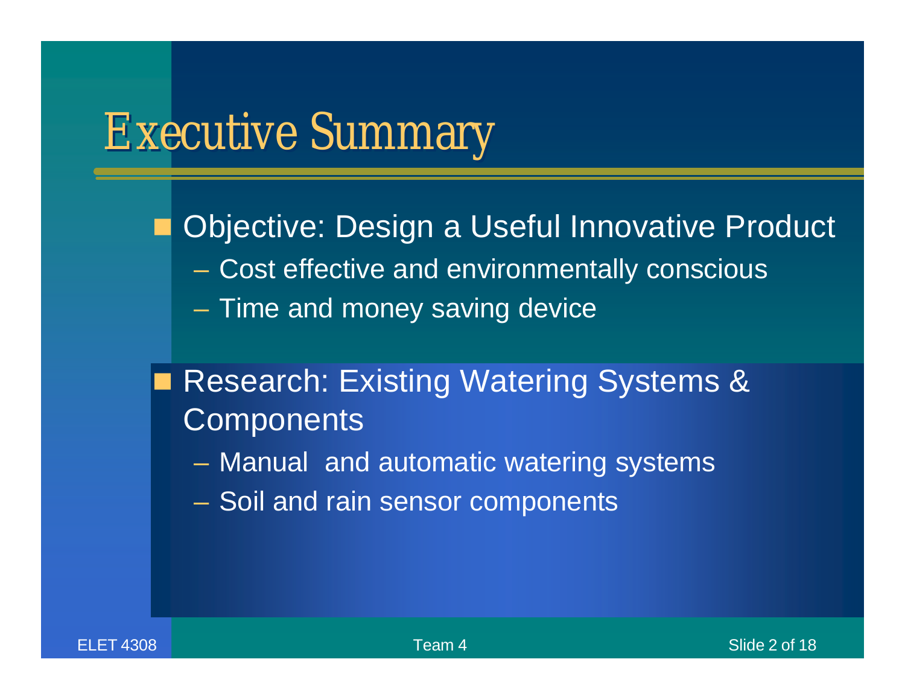# Executive Summary

- Objective: Design a Useful Innovative Product
  - Cost effective and environmentally conscious
  - Time and money saving device

- Research: Existing Watering Systems & Components
  - Manual and automatic watering systems
  - Soil and rain sensor components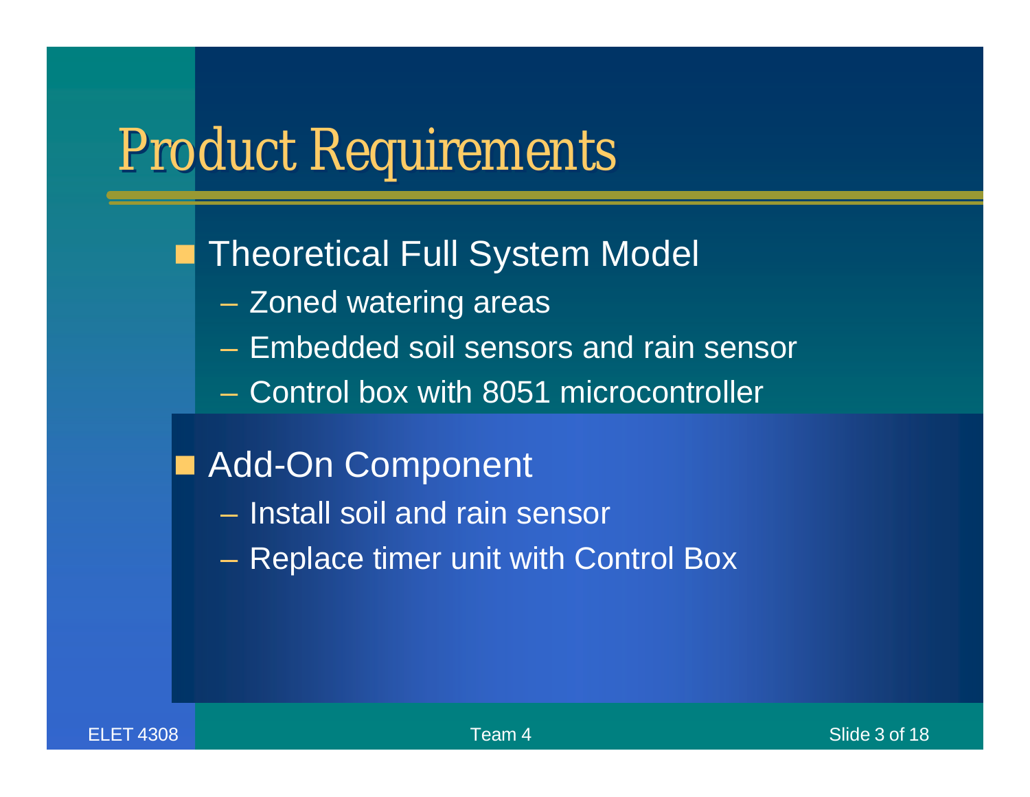# Product Requirements

- Theoretical Full System Model
  - Zoned watering areas
  - Embedded soil sensors and rain sensor
  - Control box with 8051 microcontroller
- Add-On Component
  - Install soil and rain sensor
  - Replace timer unit with Control Box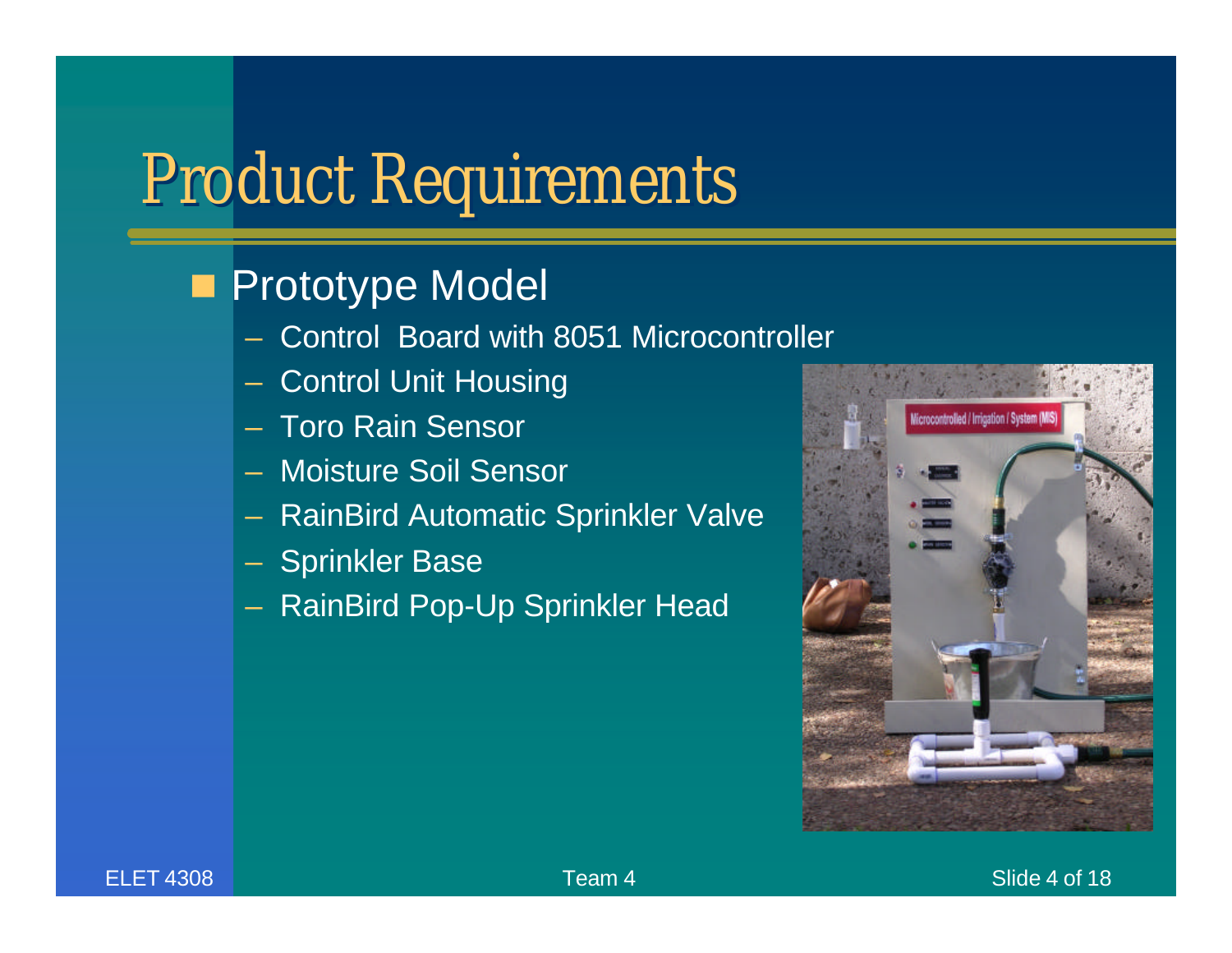# Product Requirements

- Prototype Model
  - Control Board with 8051 Microcontroller
  - Control Unit Housing
  - Toro Rain Sensor
  - Moisture Soil Sensor
  - RainBird Automatic Sprinkler Valve
  - Sprinkler Base
  - RainBird Pop-Up Sprinkler Head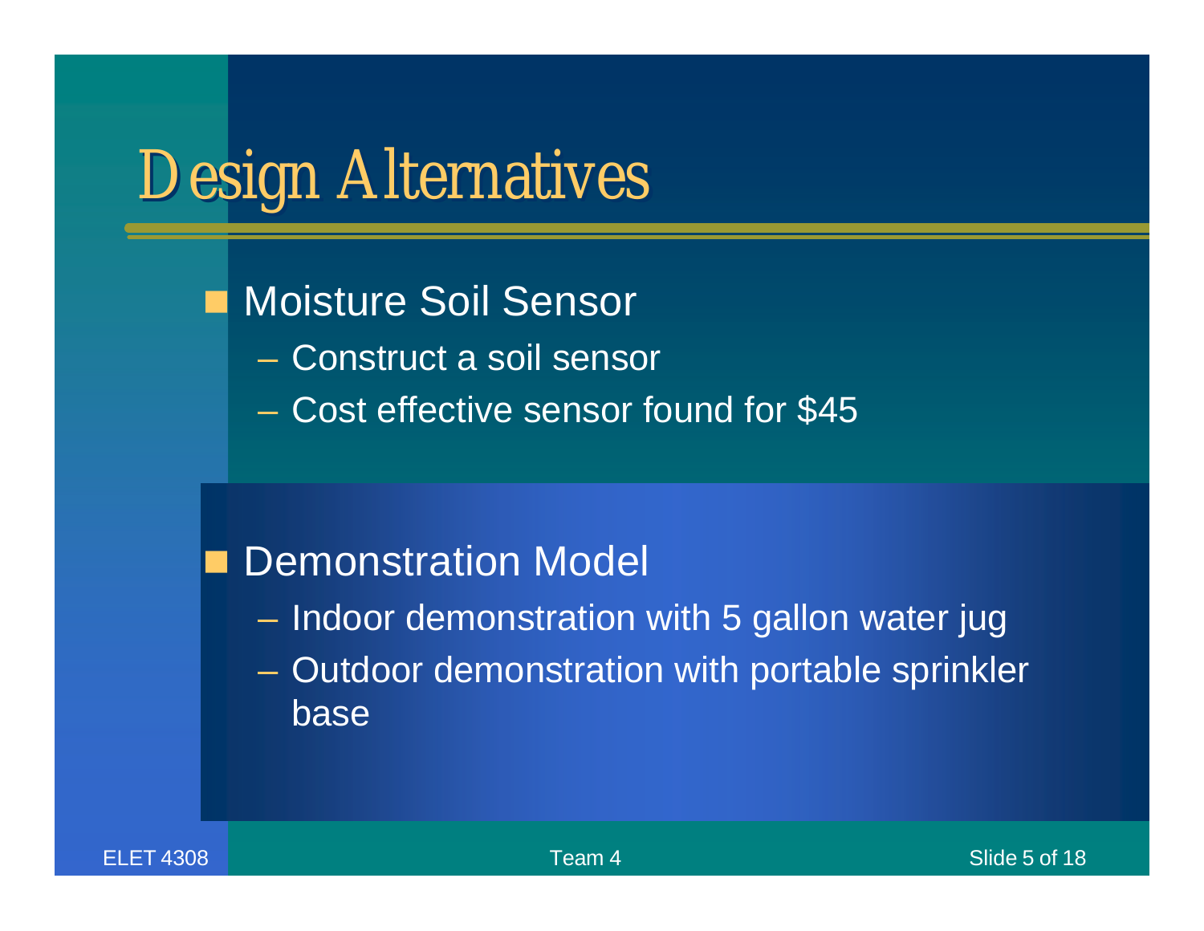# Design Alternatives

- Moisture Soil Sensor
  - Construct a soil sensor
  - Cost effective sensor found for $45
- Demonstration Model
  - Indoor demonstration with 5 gallon water jug
  - Outdoor demonstration with portable sprinkler base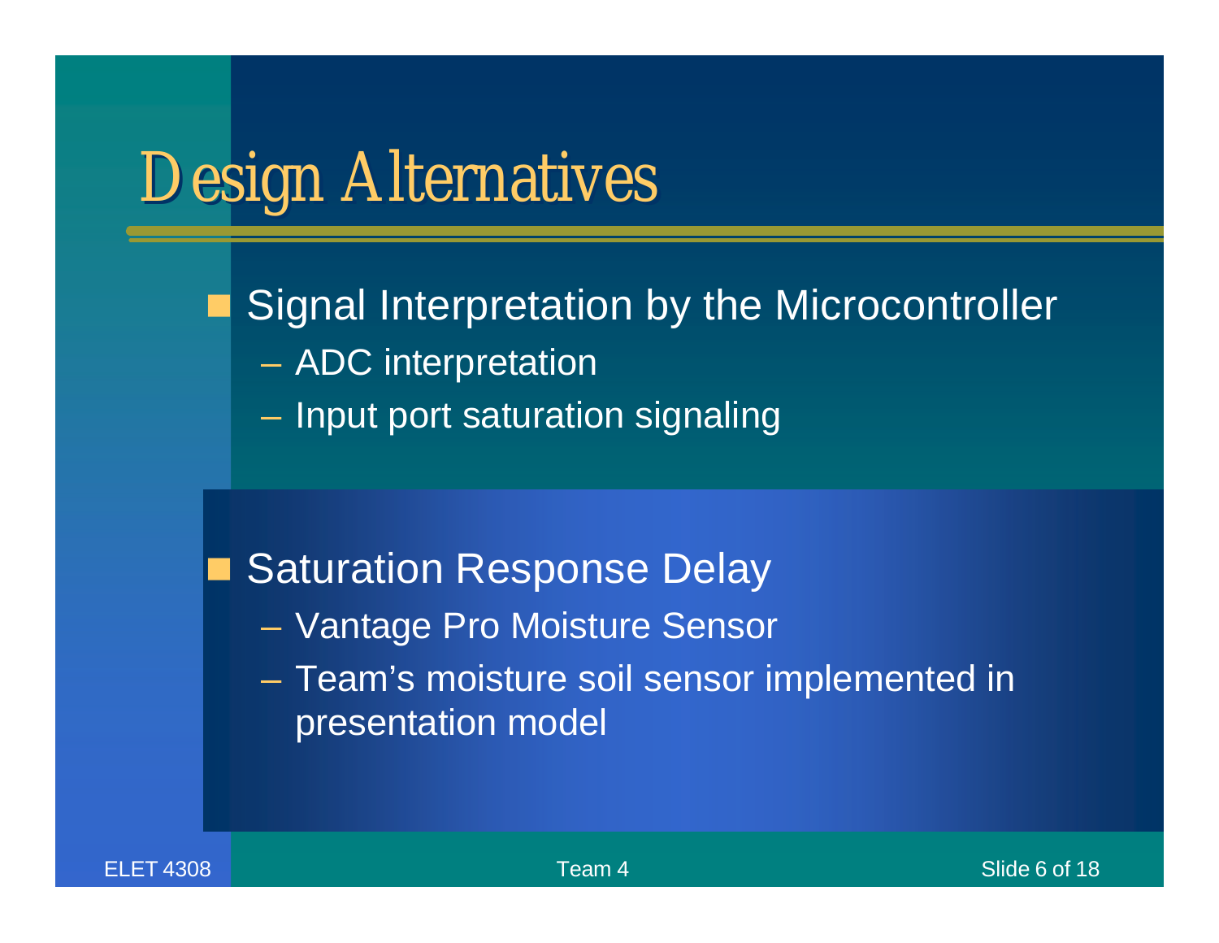# Design Alternatives

- Signal Interpretation by the Microcontroller
  - ADC interpretation
  - Input port saturation signaling

- Saturation Response Delay
  - Vantage Pro Moisture Sensor
  - Team's moisture soil sensor implemented in presentation model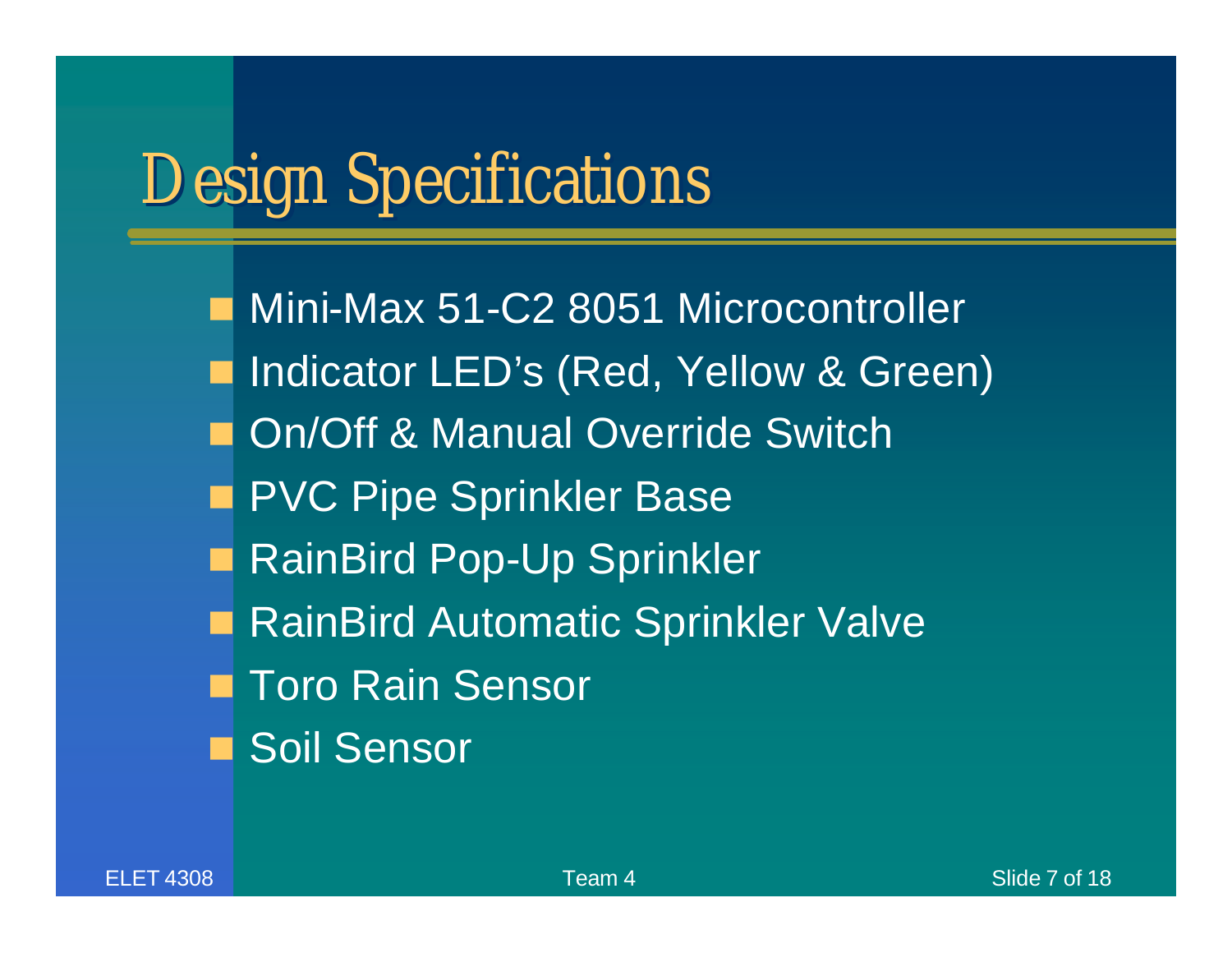# Design Specifications

- Mini-Max 51-C2 8051 Microcontroller
- Indicator LED's (Red, Yellow & Green)
- On/Off & Manual Override Switch
- PVC Pipe Sprinkler Base
- RainBird Pop-Up Sprinkler
- RainBird Automatic Sprinkler Valve
- Toro Rain Sensor
- Soil Sensor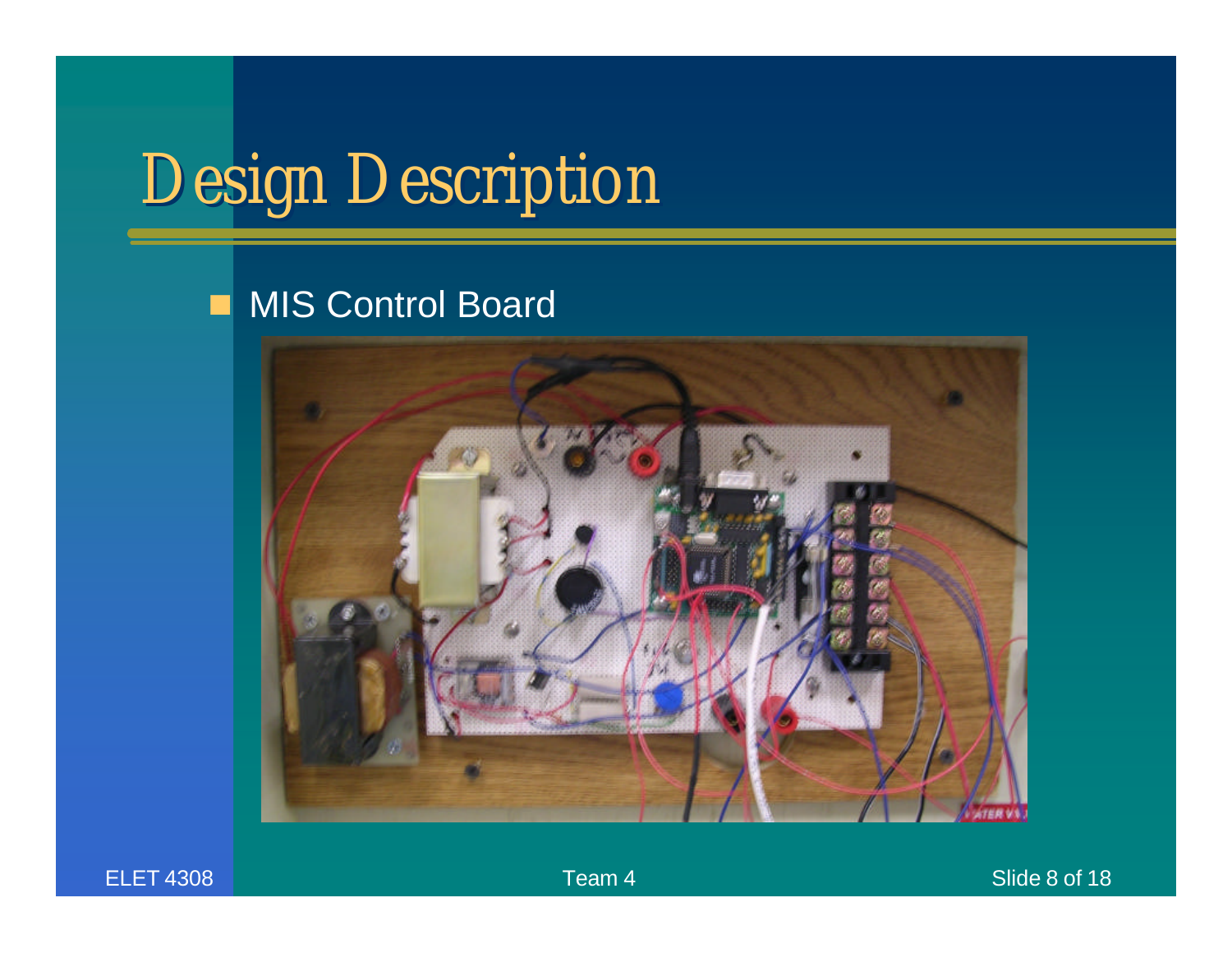# Design Description

- MIS Control Board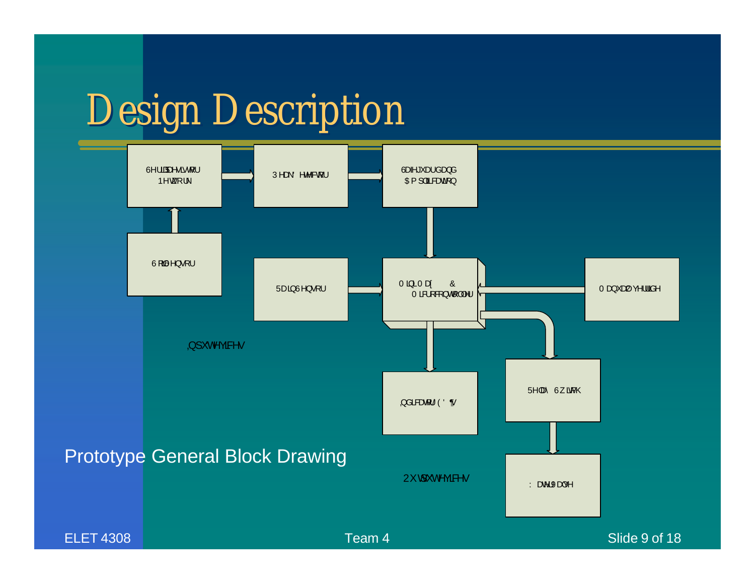# Design Description

Prototype General Block Drawing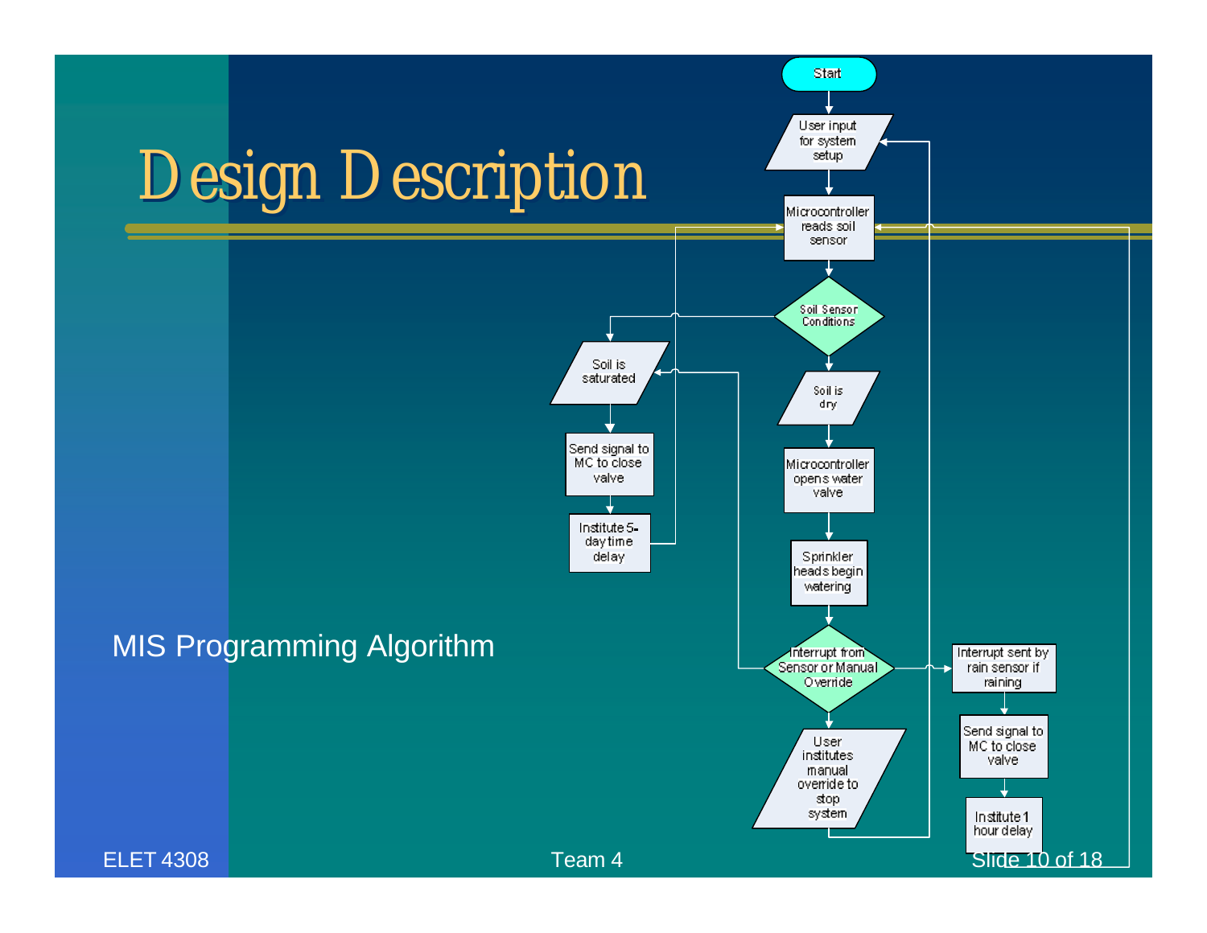# Design Description

MIS Programming Algorithm

Start

User input for system setup

Microcontroller reads soil sensor

Soil Sensor Conditions

Soil is saturated

Send signal to MC to close valve

Institute 5-day time delay

Soil is dry

Microcontroller opens water valve

Sprinkler heads begin watering

Interrupt from Sensor or Manual Override

User institutes manual override to stop system

Interrupt sent by rain sensor if raining

Send signal to MC to close valve

Institute 1 hour delay

ELET 4308

Team 4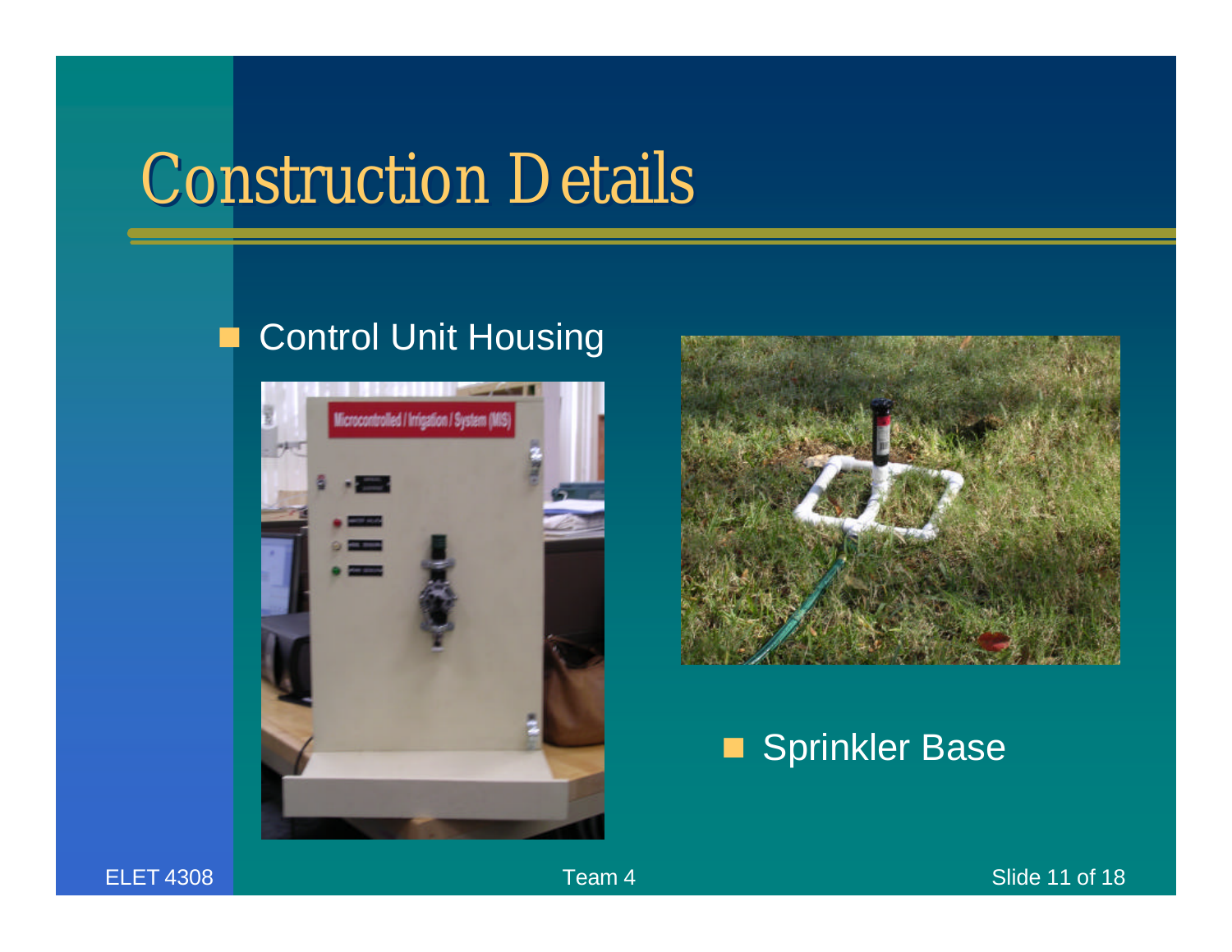# Construction Details

- Control Unit Housing
- Sprinkler Base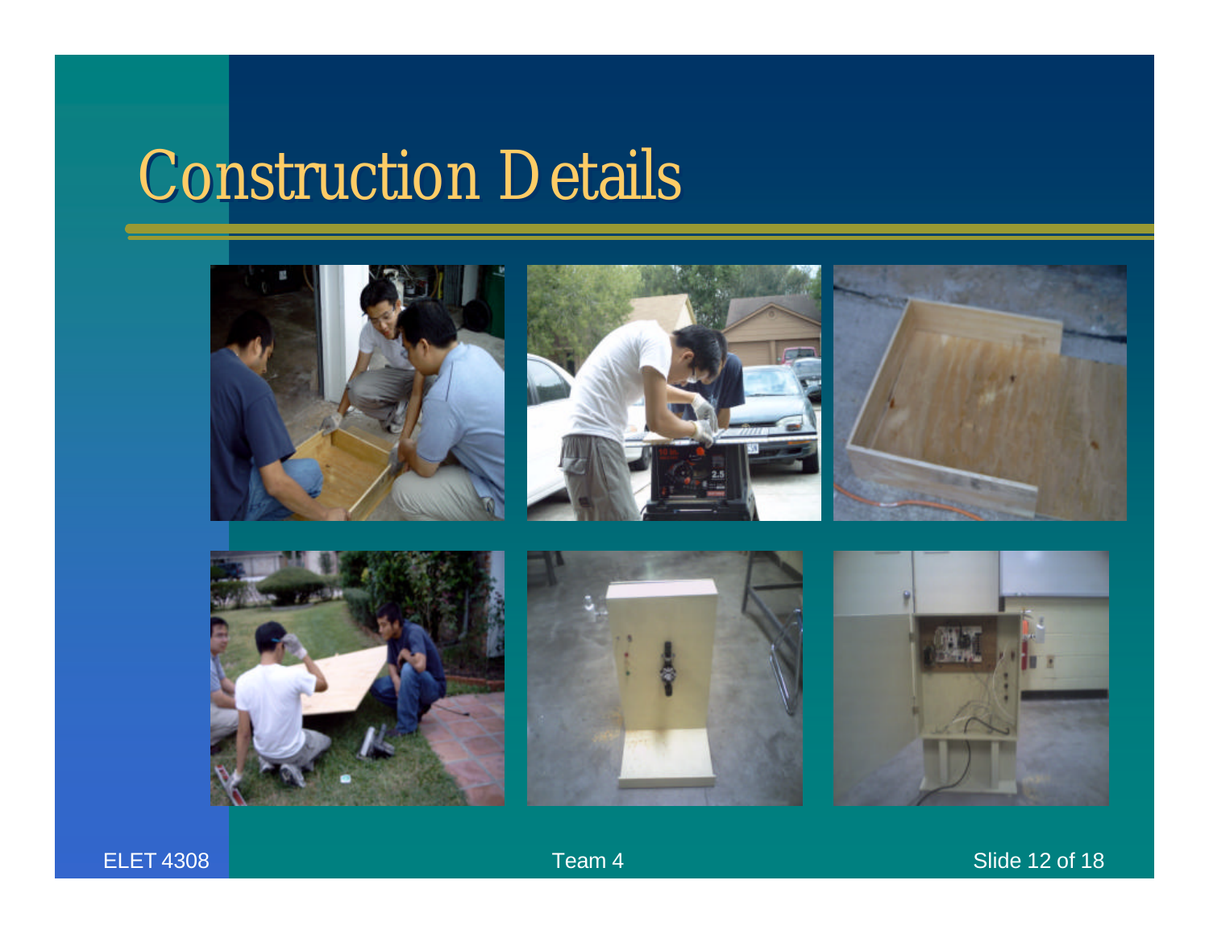# Construction Details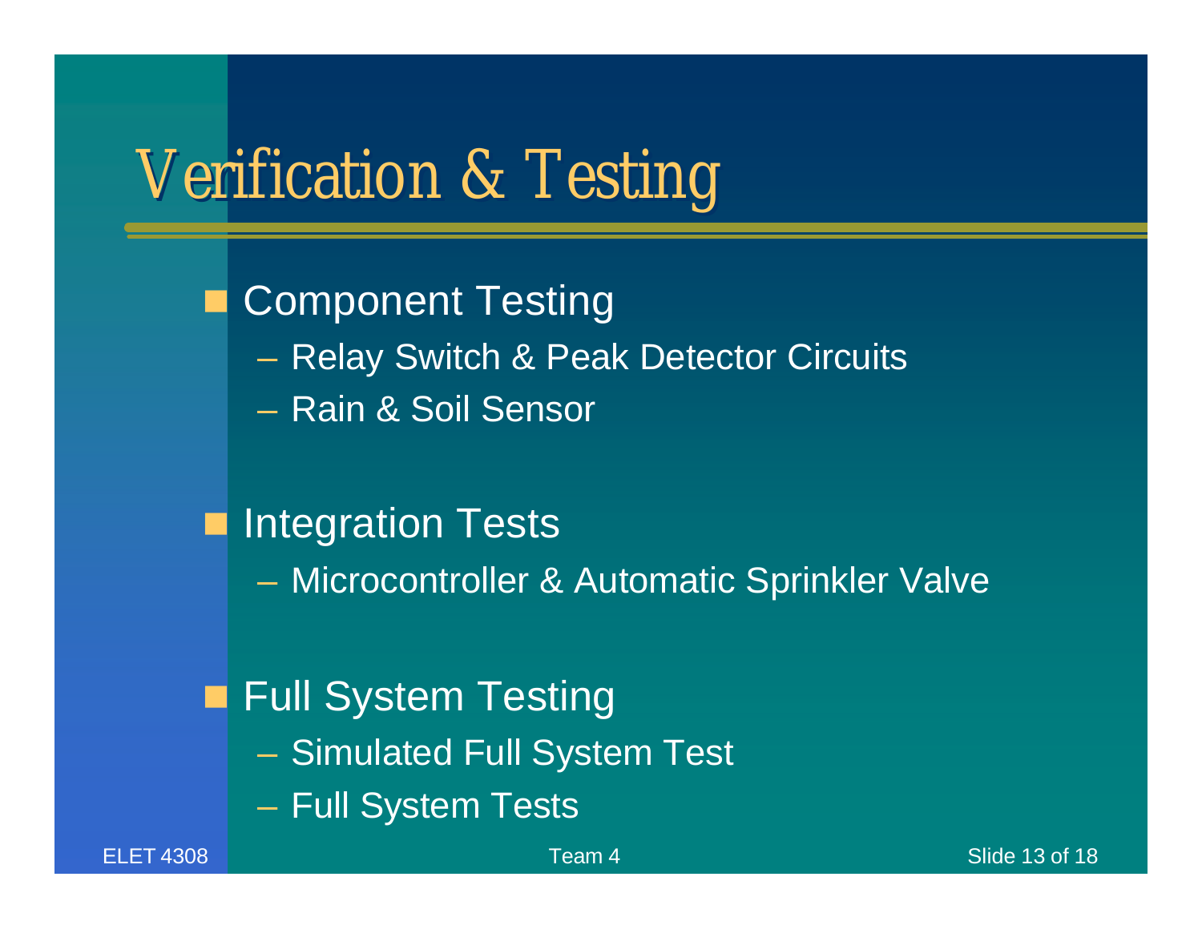# Verification & Testing

- Component Testing
  - Relay Switch & Peak Detector Circuits
  - Rain & Soil Sensor
- Integration Tests
  - Microcontroller & Automatic Sprinkler Valve
- Full System Testing
  - Simulated Full System Test
  - Full System Tests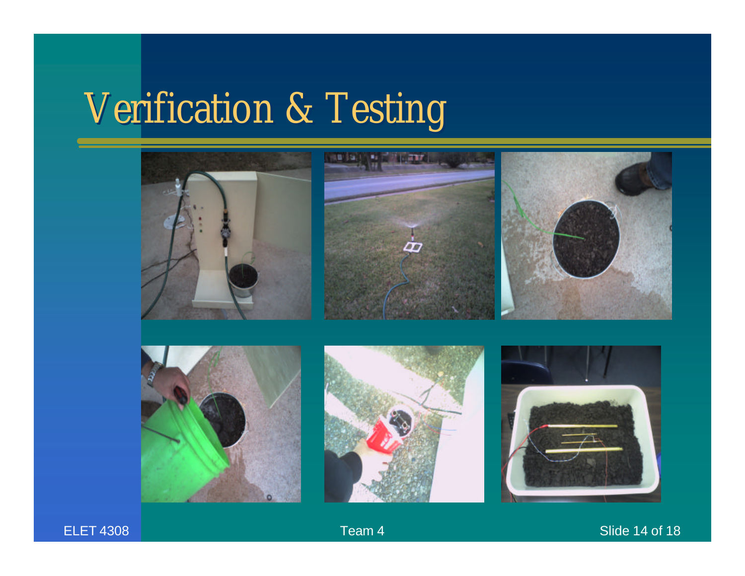# Verification & Testing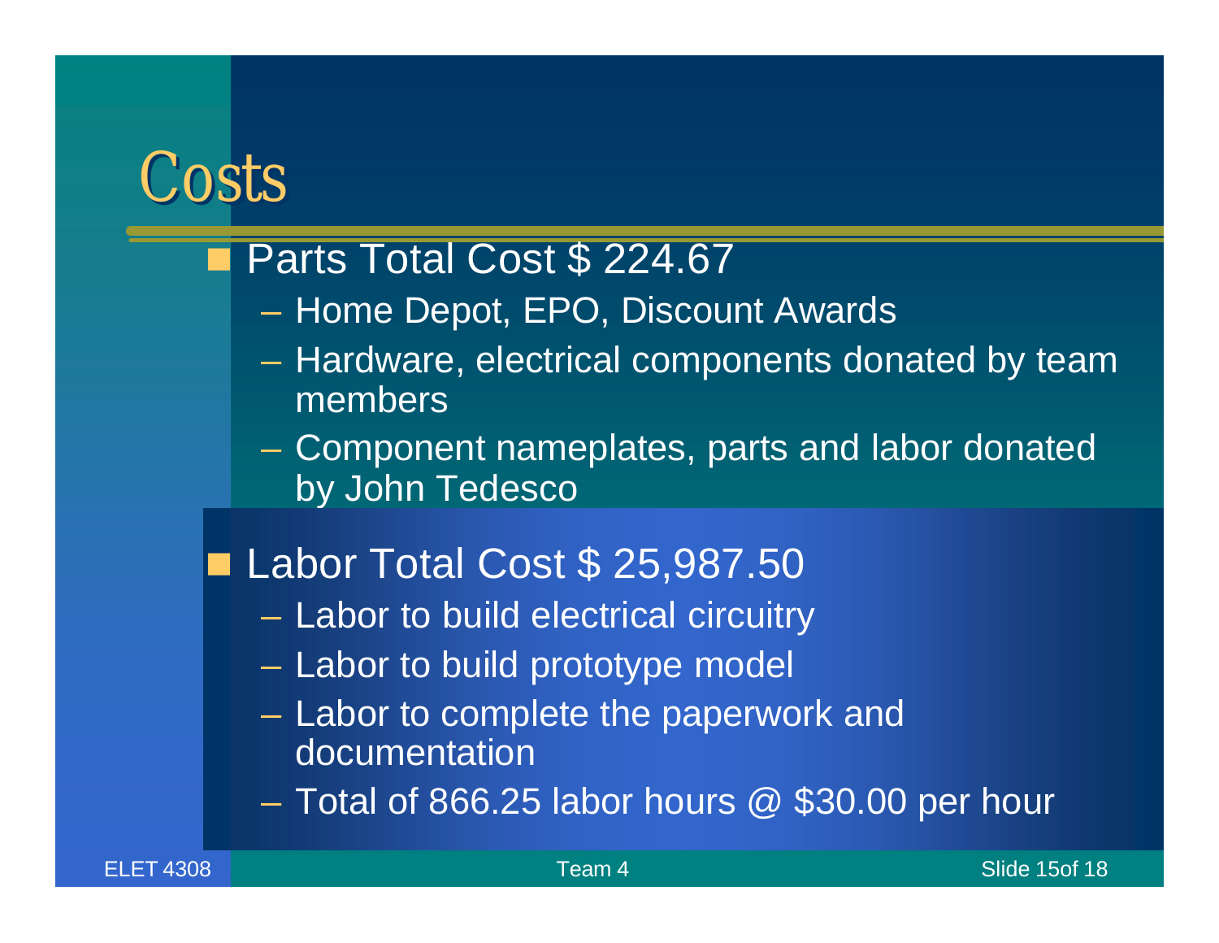# Costs

- Parts Total Cost $ 224.67
  - Home Depot, EPO, Discount Awards
  - Hardware, electrical components donated by team members
  - Component nameplates, parts and labor donated by John Tedesco
- Labor Total Cost $ 25,987.50
  - Labor to build electrical circuitry
  - Labor to build prototype model
  - Labor to complete the paperwork and documentation
  - Total of 866.25 labor hours @ $30.00 per hour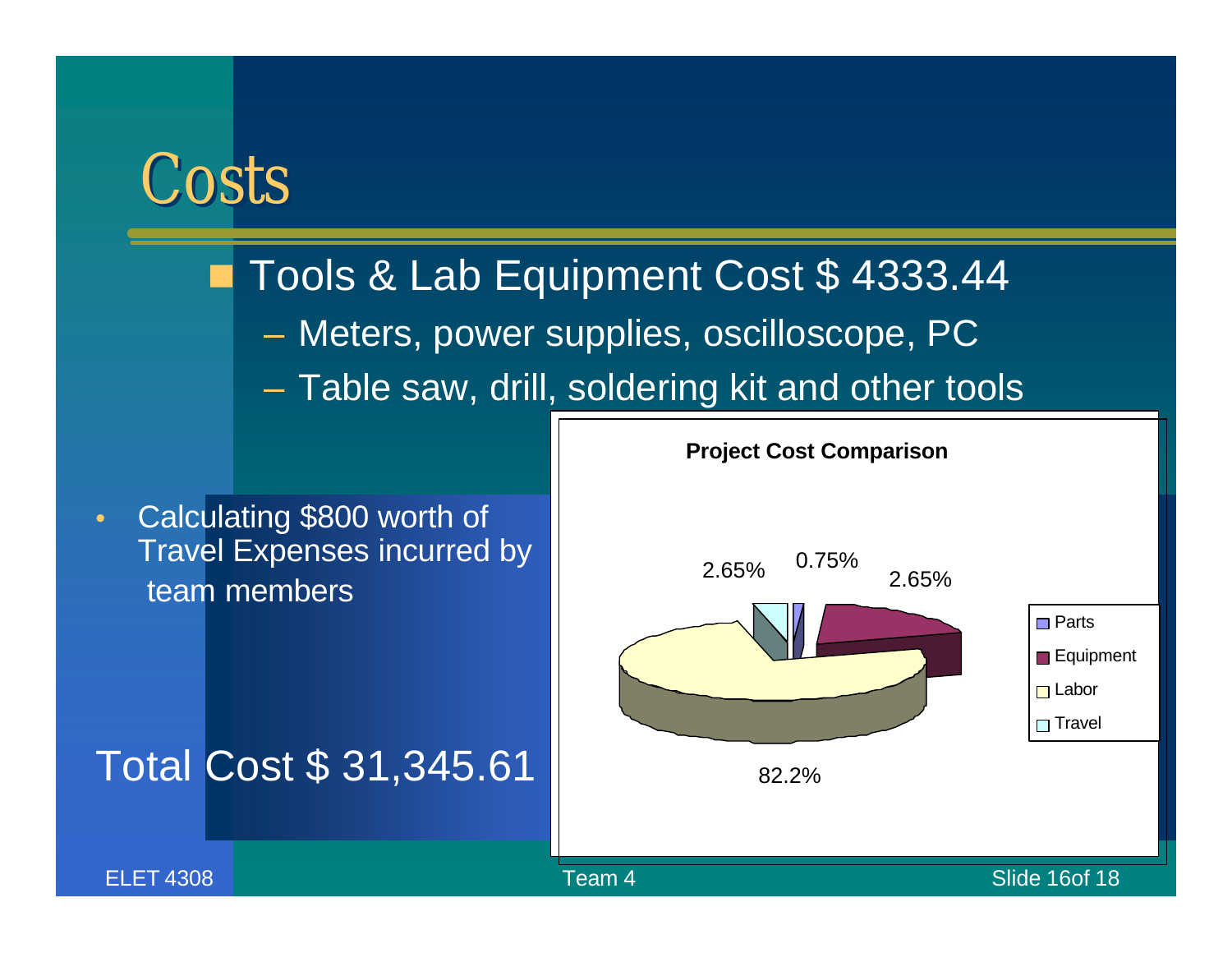# Costs

- Tools & Lab Equipment Cost $ 4333.44
  - Meters, power supplies, oscilloscope, PC
  - Table saw, drill, soldering kit and other tools

- Calculating $800 worth of Travel Expenses incurred by team members

Total Cost $ 31,345.61

**Project Cost Comparison**

2.65% 0.75% 2.65%

82.2%

- Parts
- Equipment
- Labor
- Travel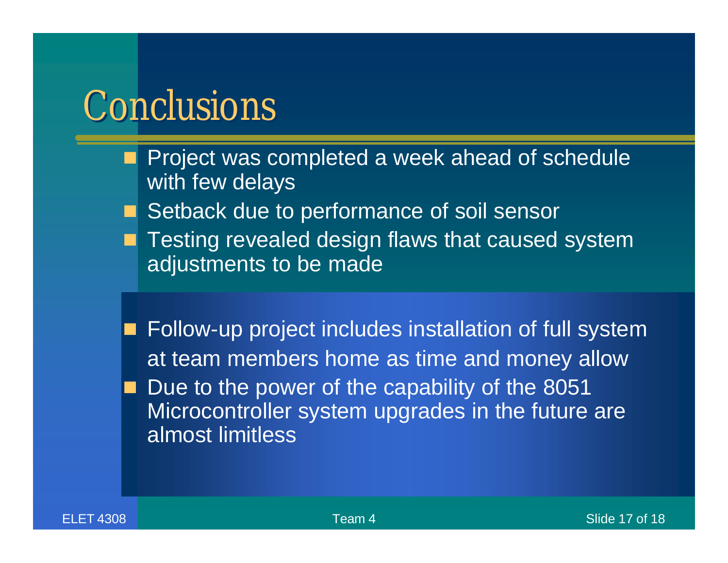# Conclusions

- Project was completed a week ahead of schedule with few delays
- Setback due to performance of soil sensor
- Testing revealed design flaws that caused system adjustments to be made

- Follow-up project includes installation of full system at team members home as time and money allow
- Due to the power of the capability of the 8051 Microcontroller system upgrades in the future are almost limitless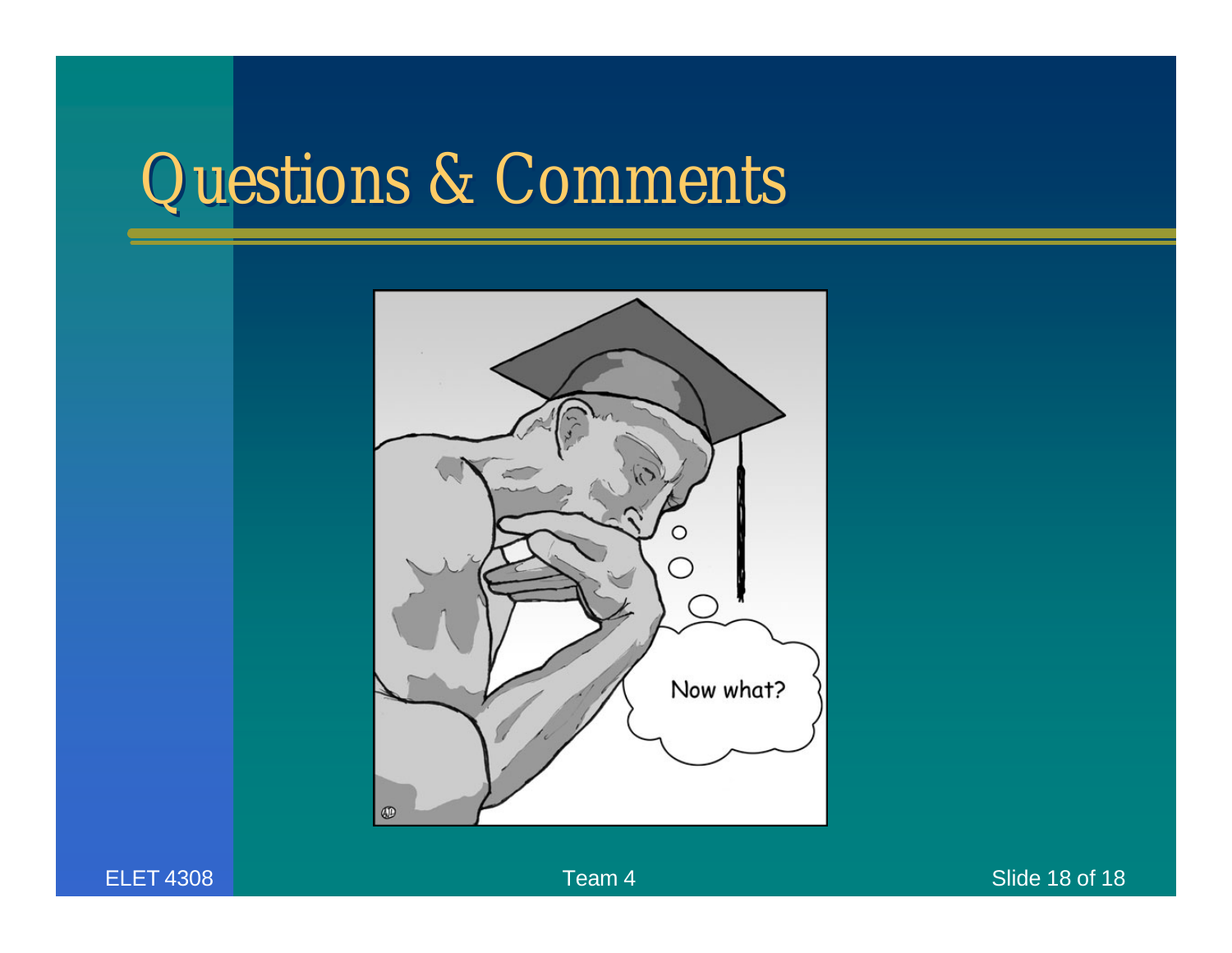# Questions & Comments